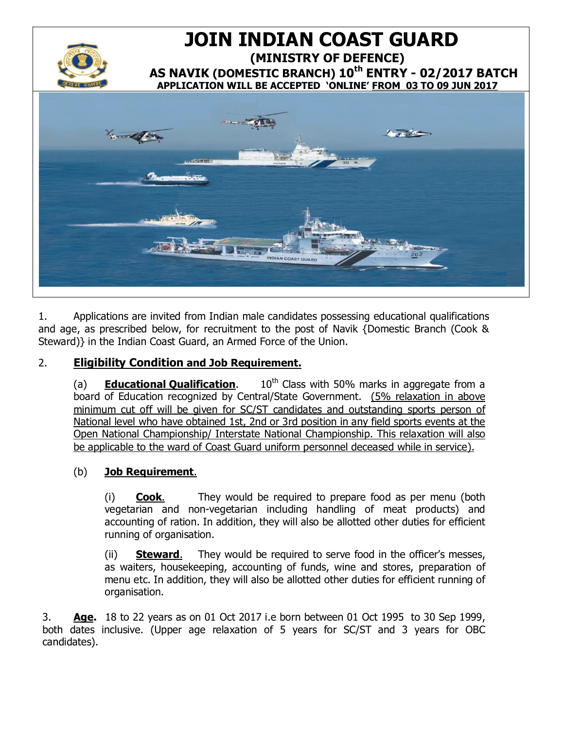# JOIN INDIAN COAST GUARD

## (MINISTRY OF DEFENCE)

## AS NAVIK (DOMESTIC BRANCH) 10th ENTRY - 02/2017 BATCH

**APPLICATION WILL BE ACCEPTED 'ONLINE' FROM 03 TO 09 JUN 2017**

1. Applications are invited from Indian male candidates possessing educational qualifications and age, as prescribed below, for recruitment to the post of Navik {Domestic Branch (Cook & Steward)} in the Indian Coast Guard, an Armed Force of the Union.

2. **Eligibility Condition and Job Requirement.**

   (a) **Educational Qualification**. 10th Class with 50% marks in aggregate from a board of Education recognized by Central/State Government. (5% relaxation in above minimum cut off will be given for SC/ST candidates and outstanding sports person of National level who have obtained 1st, 2nd or 3rd position in any field sports events at the Open National Championship/ Interstate National Championship. This relaxation will also be applicable to the ward of Coast Guard uniform personnel deceased while in service).

   (b) **Job Requirement**.

      (i) **Cook**. They would be required to prepare food as per menu (both vegetarian and non-vegetarian including handling of meat products) and accounting of ration. In addition, they will also be allotted other duties for efficient running of organisation.

      (ii) **Steward**. They would be required to serve food in the officer's messes, as waiters, housekeeping, accounting of funds, wine and stores, preparation of menu etc. In addition, they will also be allotted other duties for efficient running of organisation.

3. **Age.** 18 to 22 years as on 01 Oct 2017 i.e born between 01 Oct 1995 to 30 Sep 1999, both dates inclusive. (Upper age relaxation of 5 years for SC/ST and 3 years for OBC candidates).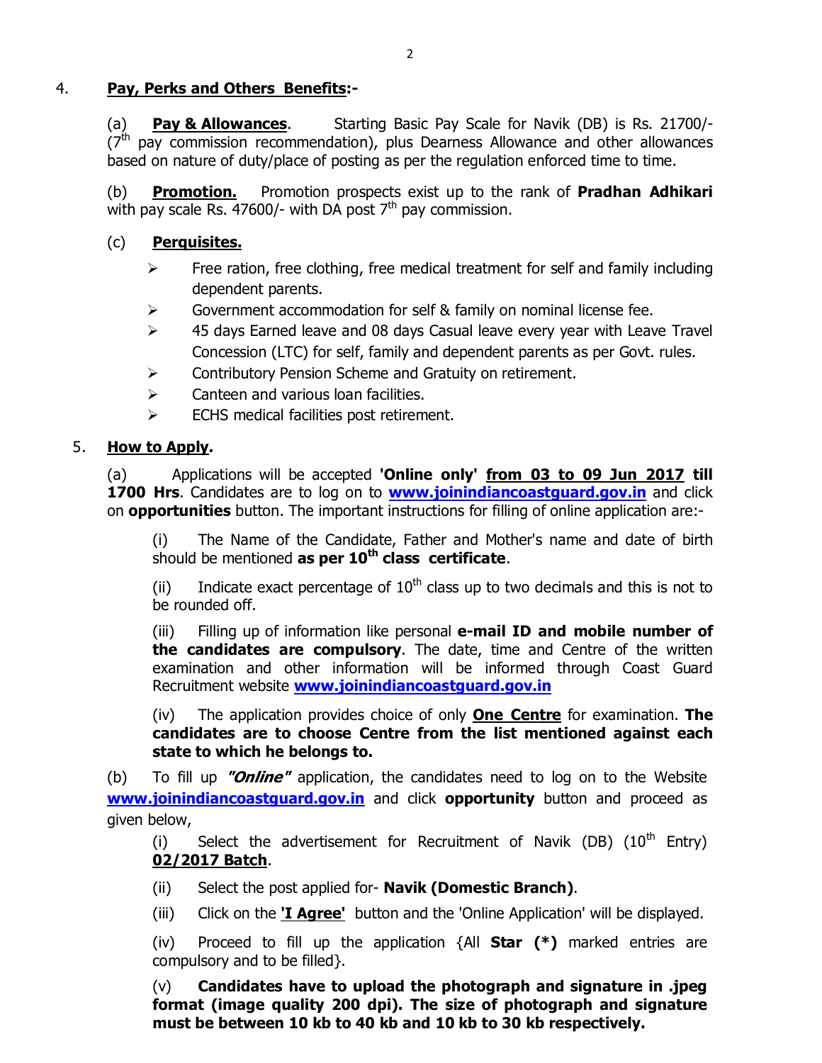4. **Pay, Perks and Others Benefits:-**

(a) **Pay & Allowances**. Starting Basic Pay Scale for Navik (DB) is Rs. 21700/- ($7^{th}$ pay commission recommendation), plus Dearness Allowance and other allowances based on nature of duty/place of posting as per the regulation enforced time to time.

(b) **Promotion.** Promotion prospects exist up to the rank of **Pradhan Adhikari** with pay scale Rs. 47600/- with DA post $7^{th}$ pay commission.

(c) **Perquisites.**

- Free ration, free clothing, free medical treatment for self and family including dependent parents.
- Government accommodation for self & family on nominal license fee.
- 45 days Earned leave and 08 days Casual leave every year with Leave Travel Concession (LTC) for self, family and dependent parents as per Govt. rules.
- Contributory Pension Scheme and Gratuity on retirement.
- Canteen and various loan facilities.
- ECHS medical facilities post retirement.

5. **How to Apply.**

(a) Applications will be accepted **'Online only'** **from 03 to 09 Jun 2017** **till 1700 Hrs**. Candidates are to log on to **www.joinindiancoastguard.gov.in** and click on **opportunities** button. The important instructions for filling of online application are:-

(i) The Name of the Candidate, Father and Mother's name and date of birth should be mentioned **as per $10^{th}$ class certificate**.

(ii) Indicate exact percentage of $10^{th}$ class up to two decimals and this is not to be rounded off.

(iii) Filling up of information like personal **e-mail ID and mobile number of the candidates are compulsory**. The date, time and Centre of the written examination and other information will be informed through Coast Guard Recruitment website **www.joinindiancoastguard.gov.in**

(iv) The application provides choice of only **One Centre** for examination. **The candidates are to choose Centre from the list mentioned against each state to which he belongs to.**

(b) To fill up ***"Online"*** application, the candidates need to log on to the Website **www.joinindiancoastguard.gov.in** and click **opportunity** button and proceed as given below,

(i) Select the advertisement for Recruitment of Navik (DB) ($10^{th}$ Entry) **02/2017 Batch**.

(ii) Select the post applied for- **Navik (Domestic Branch)**.

(iii) Click on the **'I Agree'** button and the 'Online Application' will be displayed.

(iv) Proceed to fill up the application {All **Star (*)** marked entries are compulsory and to be filled}.

(v) **Candidates have to upload the photograph and signature in .jpeg format (image quality 200 dpi). The size of photograph and signature must be between 10 kb to 40 kb and 10 kb to 30 kb respectively.**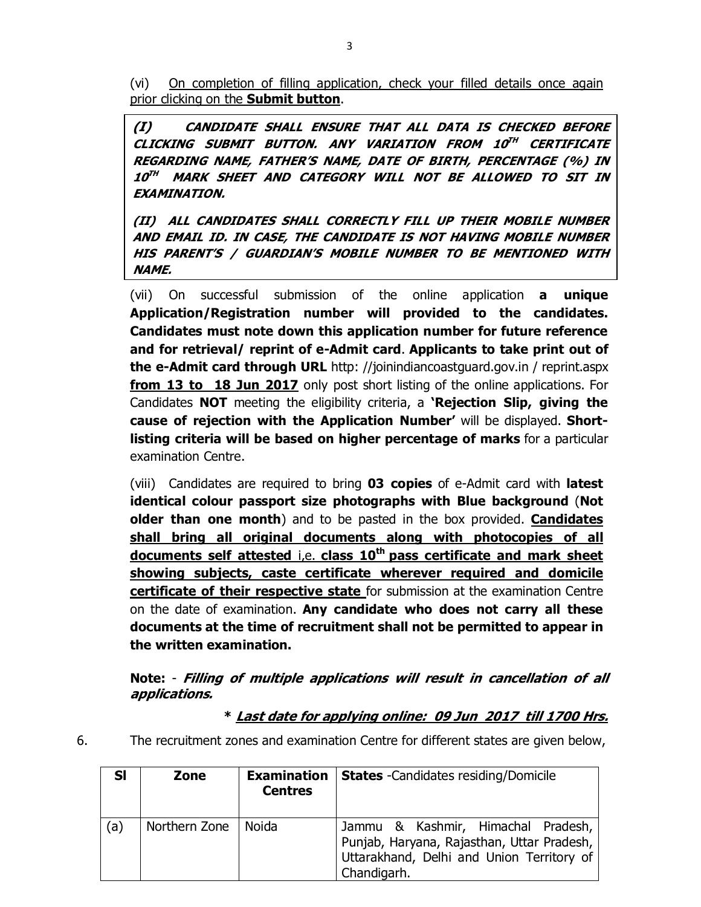(vi) <u>On completion of filling application, check your filled details once again prior clicking on the **Submit button**</u>.

> ***(I) CANDIDATE SHALL ENSURE THAT ALL DATA IS CHECKED BEFORE CLICKING SUBMIT BUTTON. ANY VARIATION FROM 10TH CERTIFICATE REGARDING NAME, FATHER'S NAME, DATE OF BIRTH, PERCENTAGE (%) IN 10TH MARK SHEET AND CATEGORY WILL NOT BE ALLOWED TO SIT IN EXAMINATION.***
>
> ***(II) ALL CANDIDATES SHALL CORRECTLY FILL UP THEIR MOBILE NUMBER AND EMAIL ID. IN CASE, THE CANDIDATE IS NOT HAVING MOBILE NUMBER HIS PARENT'S / GUARDIAN'S MOBILE NUMBER TO BE MENTIONED WITH NAME.***

(vii) On successful submission of the online application **a unique Application/Registration number will provided to the candidates. Candidates must note down this application number for future reference and for retrieval/ reprint of e-Admit card**. **Applicants to take print out of the e-Admit card through URL** http: //joinindiancoastguard.gov.in / reprint.aspx **<u>from 13 to 18 Jun 2017</u>** only post short listing of the online applications. For Candidates **NOT** meeting the eligibility criteria, a **'Rejection Slip, giving the cause of rejection with the Application Number'** will be displayed. **Short-listing criteria will be based on higher percentage of marks** for a particular examination Centre.

(viii) Candidates are required to bring **03 copies** of e-Admit card with **latest identical colour passport size photographs with Blue background** (**Not older than one month**) and to be pasted in the box provided. **<u>Candidates shall bring all original documents along with photocopies of all documents self attested</u>** <u>i,e.</u> **<u>class 10th pass certificate and mark sheet showing subjects, caste certificate wherever required and domicile certificate of their respective state</u>** for submission at the examination Centre on the date of examination. **Any candidate who does not carry all these documents at the time of recruitment shall not be permitted to appear in the written examination.**

**Note:** - ***Filling of multiple applications will result in cancellation of all applications.***

**\* *<u>Last date for applying online: 09 Jun 2017 till 1700 Hrs.</u>***

6. The recruitment zones and examination Centre for different states are given below,

| Sl | Zone | Examination Centres | **States** -Candidates residing/Domicile |
|---|---|---|---|
| (a) | Northern Zone | Noida | Jammu & Kashmir, Himachal Pradesh, Punjab, Haryana, Rajasthan, Uttar Pradesh, Uttarakhand, Delhi and Union Territory of Chandigarh. |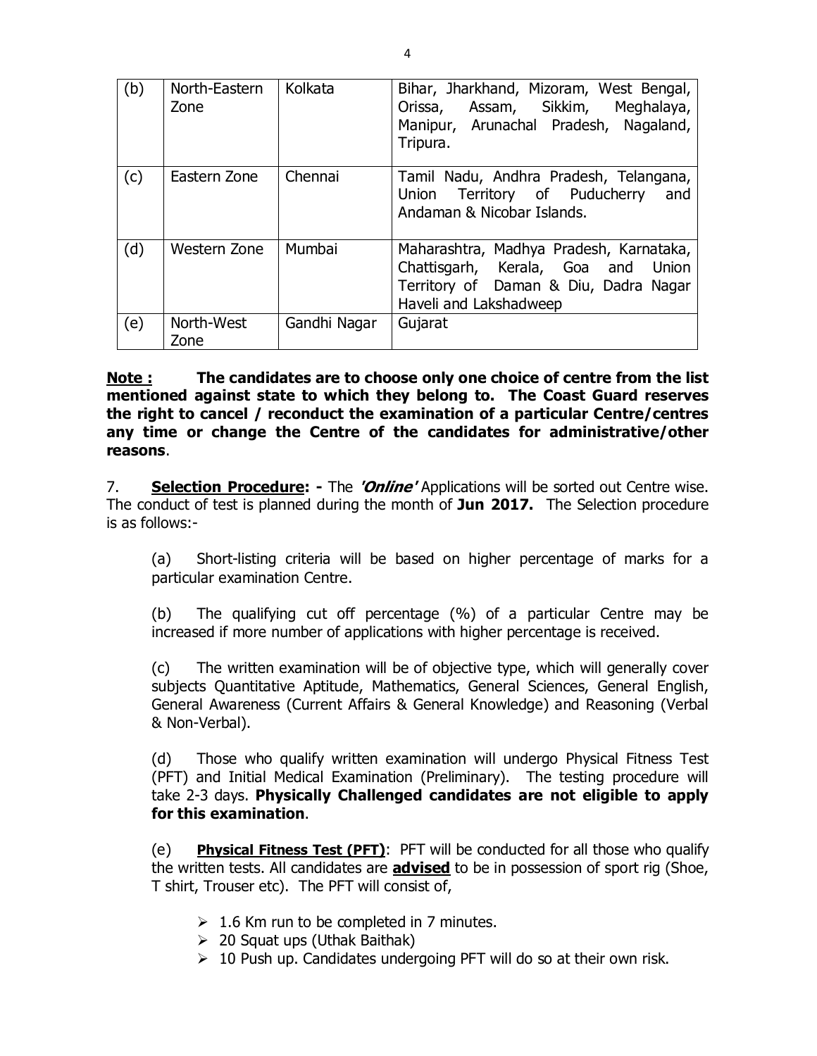| (b) | North-Eastern Zone | Kolkata | Bihar, Jharkhand, Mizoram, West Bengal, Orissa, Assam, Sikkim, Meghalaya, Manipur, Arunachal Pradesh, Nagaland, Tripura. |
|---|---|---|---|
| (c) | Eastern Zone | Chennai | Tamil Nadu, Andhra Pradesh, Telangana, Union Territory of Puducherry and Andaman & Nicobar Islands. |
| (d) | Western Zone | Mumbai | Maharashtra, Madhya Pradesh, Karnataka, Chattisgarh, Kerala, Goa and Union Territory of Daman & Diu, Dadra Nagar Haveli and Lakshadweep |
| (e) | North-West Zone | Gandhi Nagar | Gujarat |

**<u>Note :</u> The candidates are to choose only one choice of centre from the list mentioned against state to which they belong to. The Coast Guard reserves the right to cancel / reconduct the examination of a particular Centre/centres any time or change the Centre of the candidates for administrative/other reasons**.

7. **<u>Selection Procedure</u>: -** The ***'Online'*** Applications will be sorted out Centre wise. The conduct of test is planned during the month of **Jun 2017.** The Selection procedure is as follows:-

(a) Short-listing criteria will be based on higher percentage of marks for a particular examination Centre.

(b) The qualifying cut off percentage (%) of a particular Centre may be increased if more number of applications with higher percentage is received.

(c) The written examination will be of objective type, which will generally cover subjects Quantitative Aptitude, Mathematics, General Sciences, General English, General Awareness (Current Affairs & General Knowledge) and Reasoning (Verbal & Non-Verbal).

(d) Those who qualify written examination will undergo Physical Fitness Test (PFT) and Initial Medical Examination (Preliminary). The testing procedure will take 2-3 days. **Physically Challenged candidates are not eligible to apply for this examination**.

(e) **<u>Physical Fitness Test (PFT)</u>**: PFT will be conducted for all those who qualify the written tests. All candidates are **<u>advised</u>** to be in possession of sport rig (Shoe, T shirt, Trouser etc). The PFT will consist of,

- 1.6 Km run to be completed in 7 minutes.
- 20 Squat ups (Uthak Baithak)
- 10 Push up. Candidates undergoing PFT will do so at their own risk.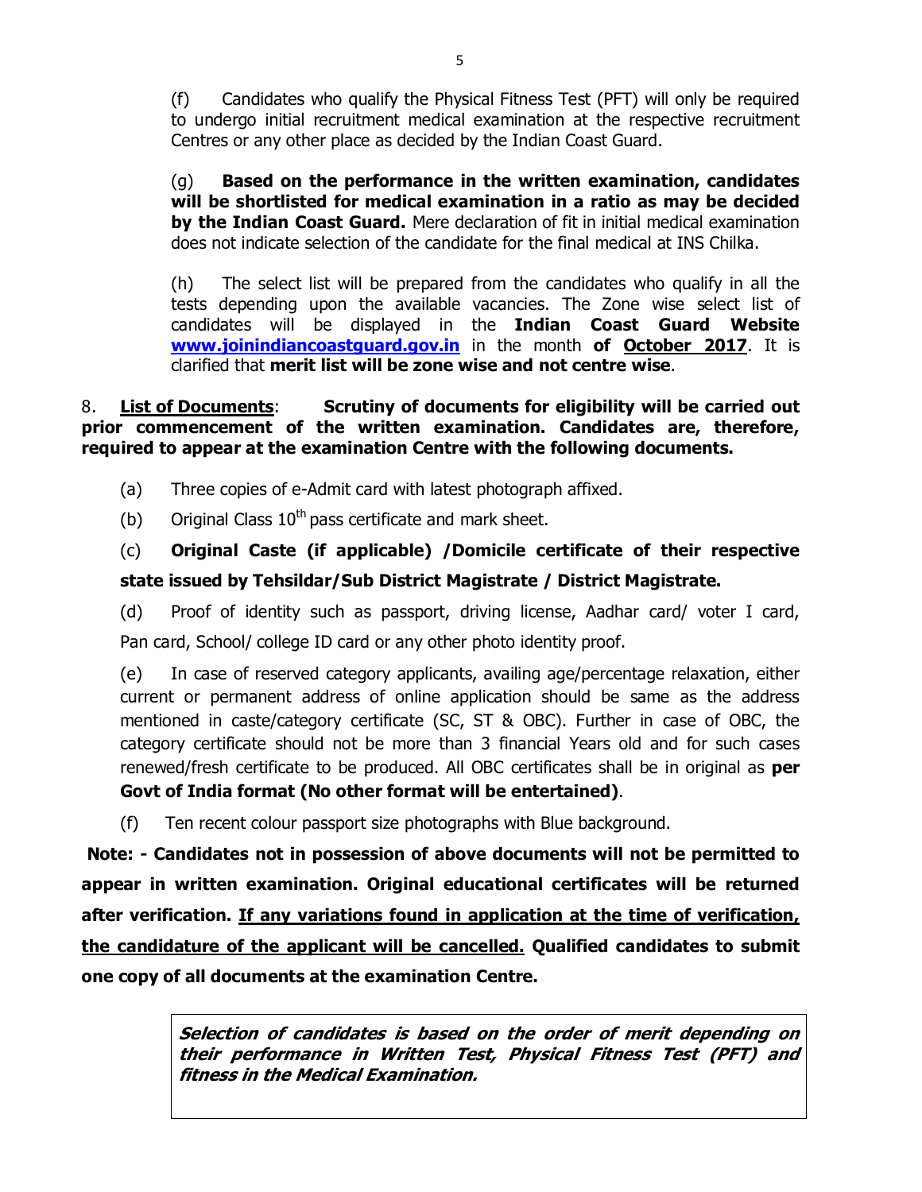(f) Candidates who qualify the Physical Fitness Test (PFT) will only be required to undergo initial recruitment medical examination at the respective recruitment Centres or any other place as decided by the Indian Coast Guard.

(g) **Based on the performance in the written examination, candidates will be shortlisted for medical examination in a ratio as may be decided by the Indian Coast Guard.** Mere declaration of fit in initial medical examination does not indicate selection of the candidate for the final medical at INS Chilka.

(h) The select list will be prepared from the candidates who qualify in all the tests depending upon the available vacancies. The Zone wise select list of candidates will be displayed in the **Indian Coast Guard Website** **www.joinindiancoastguard.gov.in** in the month **of October 2017**. It is clarified that **merit list will be zone wise and not centre wise**.

8. **List of Documents**: **Scrutiny of documents for eligibility will be carried out prior commencement of the written examination. Candidates are, therefore, required to appear at the examination Centre with the following documents.**

(a) Three copies of e-Admit card with latest photograph affixed.

(b) Original Class 10th pass certificate and mark sheet.

(c) **Original Caste (if applicable) /Domicile certificate of their respective state issued by Tehsildar/Sub District Magistrate / District Magistrate.**

(d) Proof of identity such as passport, driving license, Aadhar card/ voter I card, Pan card, School/ college ID card or any other photo identity proof.

(e) In case of reserved category applicants, availing age/percentage relaxation, either current or permanent address of online application should be same as the address mentioned in caste/category certificate (SC, ST & OBC). Further in case of OBC, the category certificate should not be more than 3 financial Years old and for such cases renewed/fresh certificate to be produced. All OBC certificates shall be in original as **per Govt of India format (No other format will be entertained)**.

(f) Ten recent colour passport size photographs with Blue background.

**Note: - Candidates not in possession of above documents will not be permitted to appear in written examination. Original educational certificates will be returned after verification. If any variations found in application at the time of verification, the candidature of the applicant will be cancelled. Qualified candidates to submit one copy of all documents at the examination Centre.**

***Selection of candidates is based on the order of merit depending on their performance in Written Test, Physical Fitness Test (PFT) and fitness in the Medical Examination.***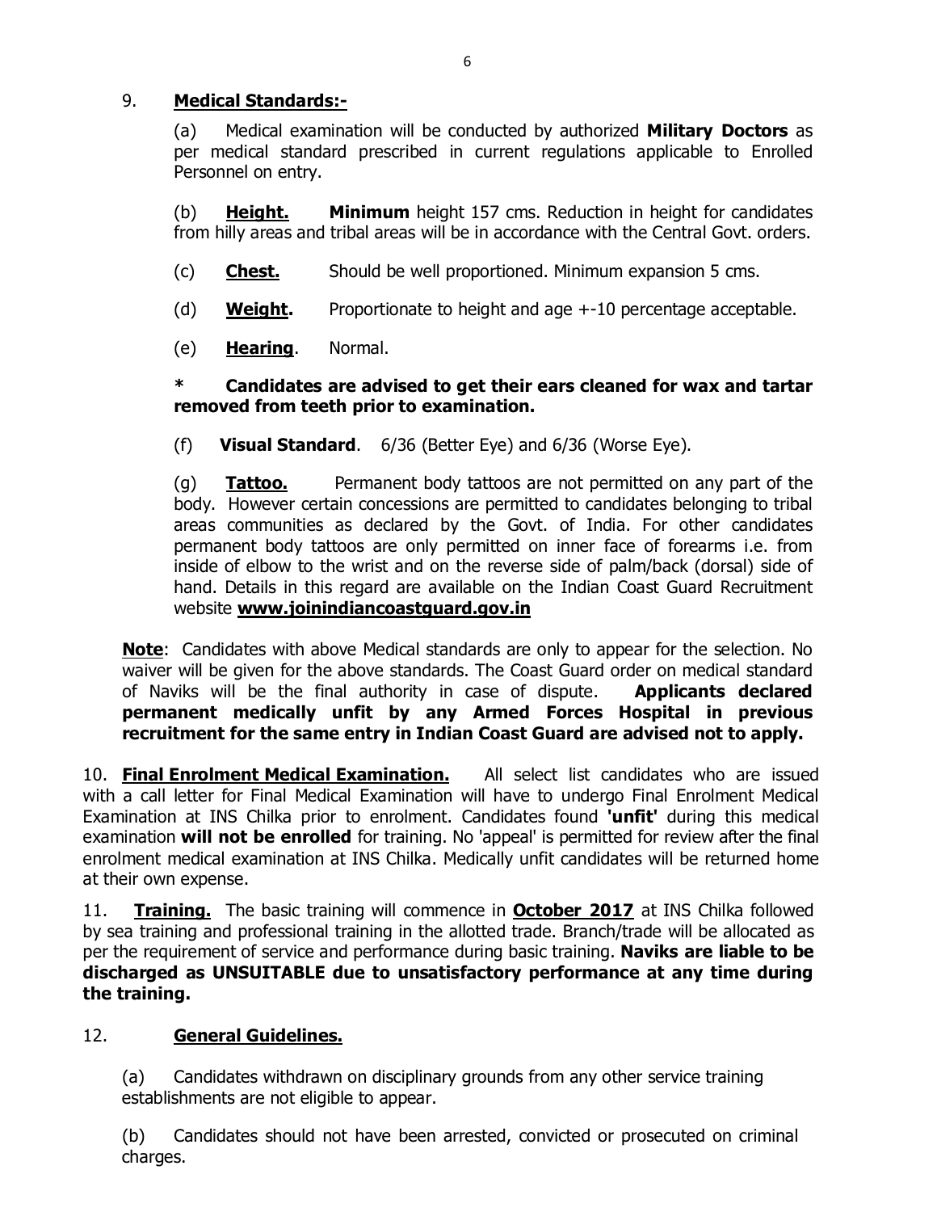9. **<u>Medical Standards:-</u>**

(a) Medical examination will be conducted by authorized **Military Doctors** as per medical standard prescribed in current regulations applicable to Enrolled Personnel on entry.

(b) **<u>Height.</u>** **Minimum** height 157 cms. Reduction in height for candidates from hilly areas and tribal areas will be in accordance with the Central Govt. orders.

(c) **<u>Chest.</u>** Should be well proportioned. Minimum expansion 5 cms.

(d) **<u>Weight</u>.** Proportionate to height and age +-10 percentage acceptable.

(e) **<u>Hearing</u>**. Normal.

**\* Candidates are advised to get their ears cleaned for wax and tartar removed from teeth prior to examination.**

(f) **Visual Standard**. 6/36 (Better Eye) and 6/36 (Worse Eye).

(g) **<u>Tattoo.</u>** Permanent body tattoos are not permitted on any part of the body. However certain concessions are permitted to candidates belonging to tribal areas communities as declared by the Govt. of India. For other candidates permanent body tattoos are only permitted on inner face of forearms i.e. from inside of elbow to the wrist and on the reverse side of palm/back (dorsal) side of hand. Details in this regard are available on the Indian Coast Guard Recruitment website **<u>www.joinindiancoastguard.gov.in</u>**

**<u>Note</u>**: Candidates with above Medical standards are only to appear for the selection. No waiver will be given for the above standards. The Coast Guard order on medical standard of Naviks will be the final authority in case of dispute. **Applicants declared permanent medically unfit by any Armed Forces Hospital in previous recruitment for the same entry in Indian Coast Guard are advised not to apply.**

10. **<u>Final Enrolment Medical Examination.</u>** All select list candidates who are issued with a call letter for Final Medical Examination will have to undergo Final Enrolment Medical Examination at INS Chilka prior to enrolment. Candidates found **'unfit'** during this medical examination **will not be enrolled** for training. No 'appeal' is permitted for review after the final enrolment medical examination at INS Chilka. Medically unfit candidates will be returned home at their own expense.

11. **<u>Training.</u>** The basic training will commence in **<u>October 2017</u>** at INS Chilka followed by sea training and professional training in the allotted trade. Branch/trade will be allocated as per the requirement of service and performance during basic training. **Naviks are liable to be discharged as UNSUITABLE due to unsatisfactory performance at any time during the training.**

12. **<u>General Guidelines.</u>**

(a) Candidates withdrawn on disciplinary grounds from any other service training establishments are not eligible to appear.

(b) Candidates should not have been arrested, convicted or prosecuted on criminal charges.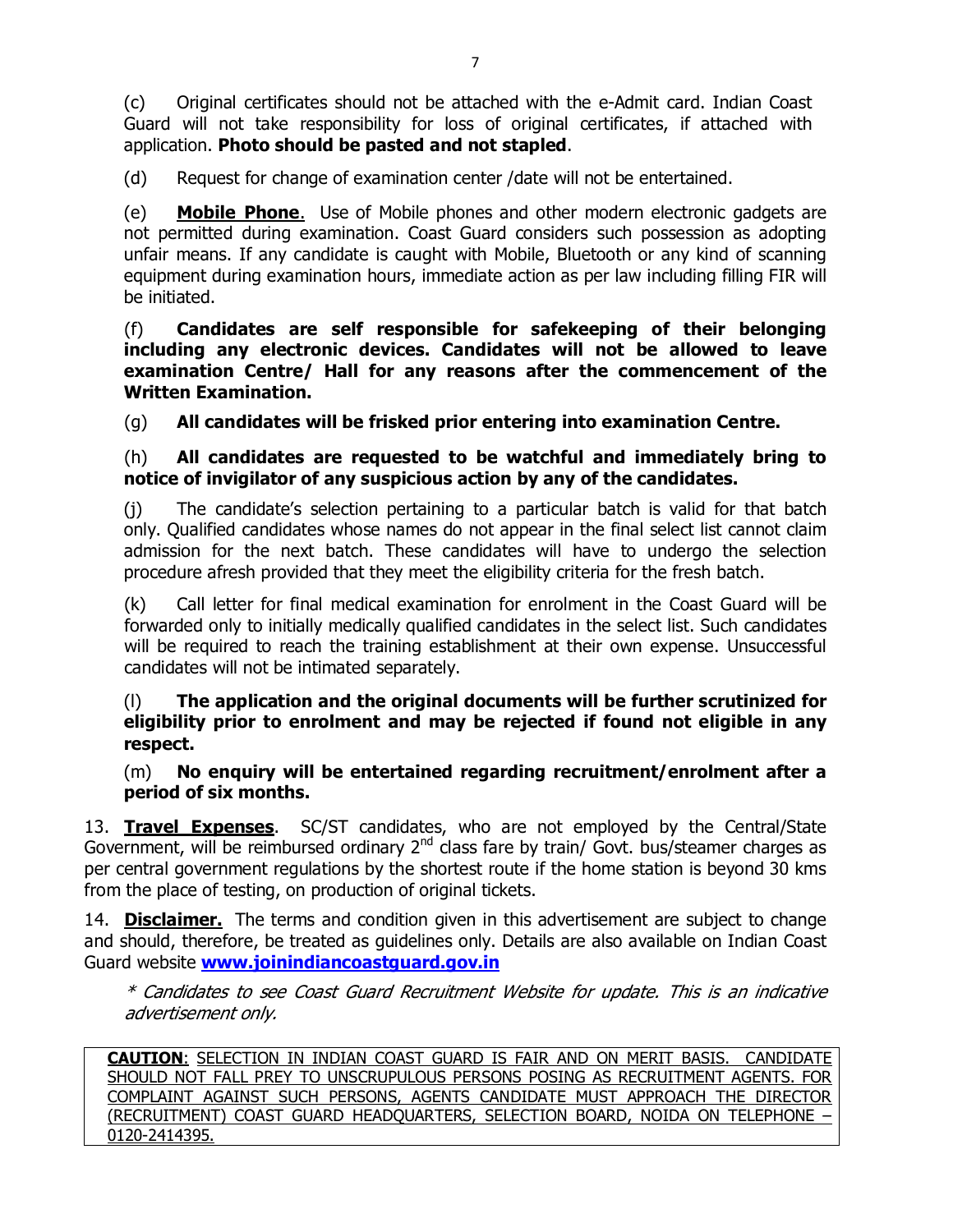(c) Original certificates should not be attached with the e-Admit card. Indian Coast Guard will not take responsibility for loss of original certificates, if attached with application. **Photo should be pasted and not stapled**.

(d) Request for change of examination center /date will not be entertained.

(e) **Mobile Phone**. Use of Mobile phones and other modern electronic gadgets are not permitted during examination. Coast Guard considers such possession as adopting unfair means. If any candidate is caught with Mobile, Bluetooth or any kind of scanning equipment during examination hours, immediate action as per law including filling FIR will be initiated.

(f) **Candidates are self responsible for safekeeping of their belonging including any electronic devices. Candidates will not be allowed to leave examination Centre/ Hall for any reasons after the commencement of the Written Examination.**

(g) **All candidates will be frisked prior entering into examination Centre.**

(h) **All candidates are requested to be watchful and immediately bring to notice of invigilator of any suspicious action by any of the candidates.**

(j) The candidate's selection pertaining to a particular batch is valid for that batch only. Qualified candidates whose names do not appear in the final select list cannot claim admission for the next batch. These candidates will have to undergo the selection procedure afresh provided that they meet the eligibility criteria for the fresh batch.

(k) Call letter for final medical examination for enrolment in the Coast Guard will be forwarded only to initially medically qualified candidates in the select list. Such candidates will be required to reach the training establishment at their own expense. Unsuccessful candidates will not be intimated separately.

(l) **The application and the original documents will be further scrutinized for eligibility prior to enrolment and may be rejected if found not eligible in any respect.**

(m) **No enquiry will be entertained regarding recruitment/enrolment after a period of six months.**

13. **Travel Expenses**. SC/ST candidates, who are not employed by the Central/State Government, will be reimbursed ordinary 2nd class fare by train/ Govt. bus/steamer charges as per central government regulations by the shortest route if the home station is beyond 30 kms from the place of testing, on production of original tickets.

14. **Disclaimer.** The terms and condition given in this advertisement are subject to change and should, therefore, be treated as guidelines only. Details are also available on Indian Coast Guard website **www.joinindiancoastguard.gov.in**

*\* Candidates to see Coast Guard Recruitment Website for update. This is an indicative advertisement only.*

**CAUTION**: SELECTION IN INDIAN COAST GUARD IS FAIR AND ON MERIT BASIS. CANDIDATE SHOULD NOT FALL PREY TO UNSCRUPULOUS PERSONS POSING AS RECRUITMENT AGENTS. FOR COMPLAINT AGAINST SUCH PERSONS, AGENTS CANDIDATE MUST APPROACH THE DIRECTOR (RECRUITMENT) COAST GUARD HEADQUARTERS, SELECTION BOARD, NOIDA ON TELEPHONE – 0120-2414395.